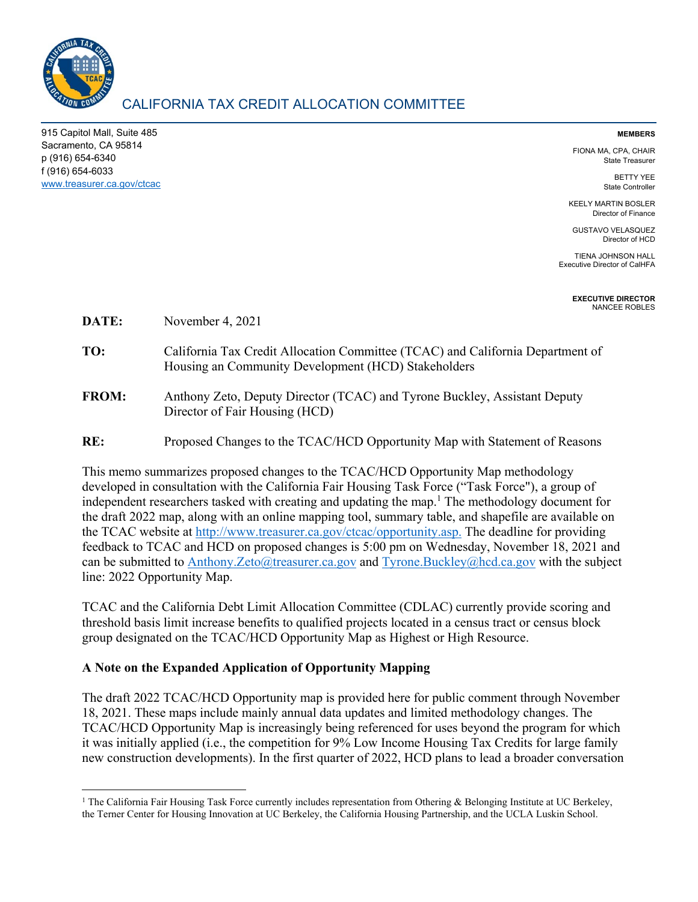# CALIFORNIA TAX CREDIT ALLOCATION COMMITTEE

915 Capitol Mall, Suite 485
Sacramento, CA 95814
p (916) 654-6340
f (916) 654-6033
www.treasurer.ca.gov/ctcac

**MEMBERS**

FIONA MA, CPA, CHAIR
State Treasurer

BETTY YEE
State Controller

KEELY MARTIN BOSLER
Director of Finance

GUSTAVO VELASQUEZ
Director of HCD

TIENA JOHNSON HALL
Executive Director of CalHFA

**EXECUTIVE DIRECTOR**
NANCEE ROBLES

**DATE:** November 4, 2021

**TO:** California Tax Credit Allocation Committee (TCAC) and California Department of Housing an Community Development (HCD) Stakeholders

**FROM:** Anthony Zeto, Deputy Director (TCAC) and Tyrone Buckley, Assistant Deputy Director of Fair Housing (HCD)

**RE:** Proposed Changes to the TCAC/HCD Opportunity Map with Statement of Reasons

This memo summarizes proposed changes to the TCAC/HCD Opportunity Map methodology developed in consultation with the California Fair Housing Task Force ("Task Force"), a group of independent researchers tasked with creating and updating the map.[1] The methodology document for the draft 2022 map, along with an online mapping tool, summary table, and shapefile are available on the TCAC website at http://www.treasurer.ca.gov/ctcac/opportunity.asp. The deadline for providing feedback to TCAC and HCD on proposed changes is 5:00 pm on Wednesday, November 18, 2021 and can be submitted to Anthony.Zeto@treasurer.ca.gov and Tyrone.Buckley@hcd.ca.gov with the subject line: 2022 Opportunity Map.

TCAC and the California Debt Limit Allocation Committee (CDLAC) currently provide scoring and threshold basis limit increase benefits to qualified projects located in a census tract or census block group designated on the TCAC/HCD Opportunity Map as Highest or High Resource.

**A Note on the Expanded Application of Opportunity Mapping**

The draft 2022 TCAC/HCD Opportunity map is provided here for public comment through November 18, 2021. These maps include mainly annual data updates and limited methodology changes. The TCAC/HCD Opportunity Map is increasingly being referenced for uses beyond the program for which it was initially applied (i.e., the competition for 9% Low Income Housing Tax Credits for large family new construction developments). In the first quarter of 2022, HCD plans to lead a broader conversation

[1] The California Fair Housing Task Force currently includes representation from Othering & Belonging Institute at UC Berkeley, the Terner Center for Housing Innovation at UC Berkeley, the California Housing Partnership, and the UCLA Luskin School.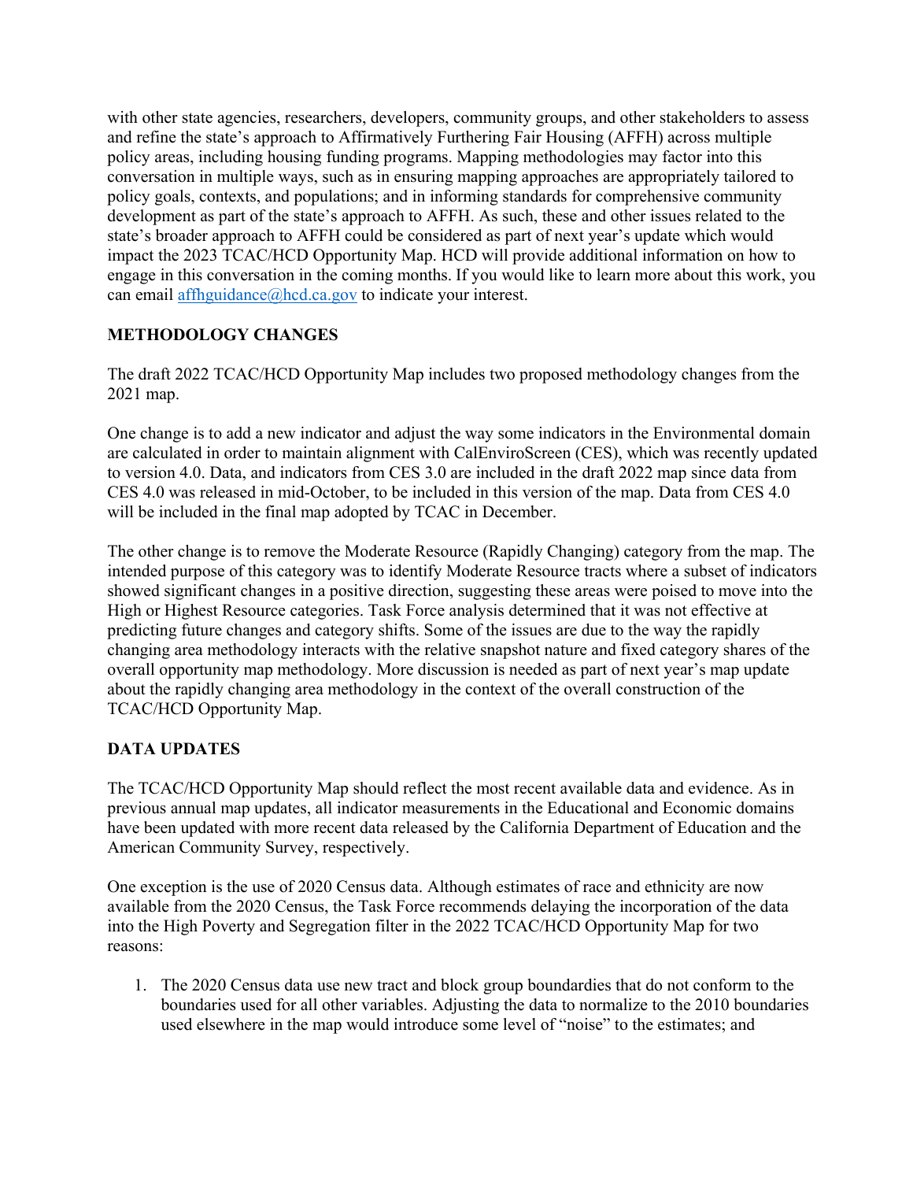with other state agencies, researchers, developers, community groups, and other stakeholders to assess and refine the state's approach to Affirmatively Furthering Fair Housing (AFFH) across multiple policy areas, including housing funding programs. Mapping methodologies may factor into this conversation in multiple ways, such as in ensuring mapping approaches are appropriately tailored to policy goals, contexts, and populations; and in informing standards for comprehensive community development as part of the state's approach to AFFH. As such, these and other issues related to the state's broader approach to AFFH could be considered as part of next year's update which would impact the 2023 TCAC/HCD Opportunity Map. HCD will provide additional information on how to engage in this conversation in the coming months. If you would like to learn more about this work, you can email affhguidance@hcd.ca.gov to indicate your interest.

## METHODOLOGY CHANGES

The draft 2022 TCAC/HCD Opportunity Map includes two proposed methodology changes from the 2021 map.

One change is to add a new indicator and adjust the way some indicators in the Environmental domain are calculated in order to maintain alignment with CalEnviroScreen (CES), which was recently updated to version 4.0. Data, and indicators from CES 3.0 are included in the draft 2022 map since data from CES 4.0 was released in mid-October, to be included in this version of the map. Data from CES 4.0 will be included in the final map adopted by TCAC in December.

The other change is to remove the Moderate Resource (Rapidly Changing) category from the map. The intended purpose of this category was to identify Moderate Resource tracts where a subset of indicators showed significant changes in a positive direction, suggesting these areas were poised to move into the High or Highest Resource categories. Task Force analysis determined that it was not effective at predicting future changes and category shifts. Some of the issues are due to the way the rapidly changing area methodology interacts with the relative snapshot nature and fixed category shares of the overall opportunity map methodology. More discussion is needed as part of next year's map update about the rapidly changing area methodology in the context of the overall construction of the TCAC/HCD Opportunity Map.

## DATA UPDATES

The TCAC/HCD Opportunity Map should reflect the most recent available data and evidence. As in previous annual map updates, all indicator measurements in the Educational and Economic domains have been updated with more recent data released by the California Department of Education and the American Community Survey, respectively.

One exception is the use of 2020 Census data. Although estimates of race and ethnicity are now available from the 2020 Census, the Task Force recommends delaying the incorporation of the data into the High Poverty and Segregation filter in the 2022 TCAC/HCD Opportunity Map for two reasons:

1. The 2020 Census data use new tract and block group boundardies that do not conform to the boundaries used for all other variables. Adjusting the data to normalize to the 2010 boundaries used elsewhere in the map would introduce some level of "noise" to the estimates; and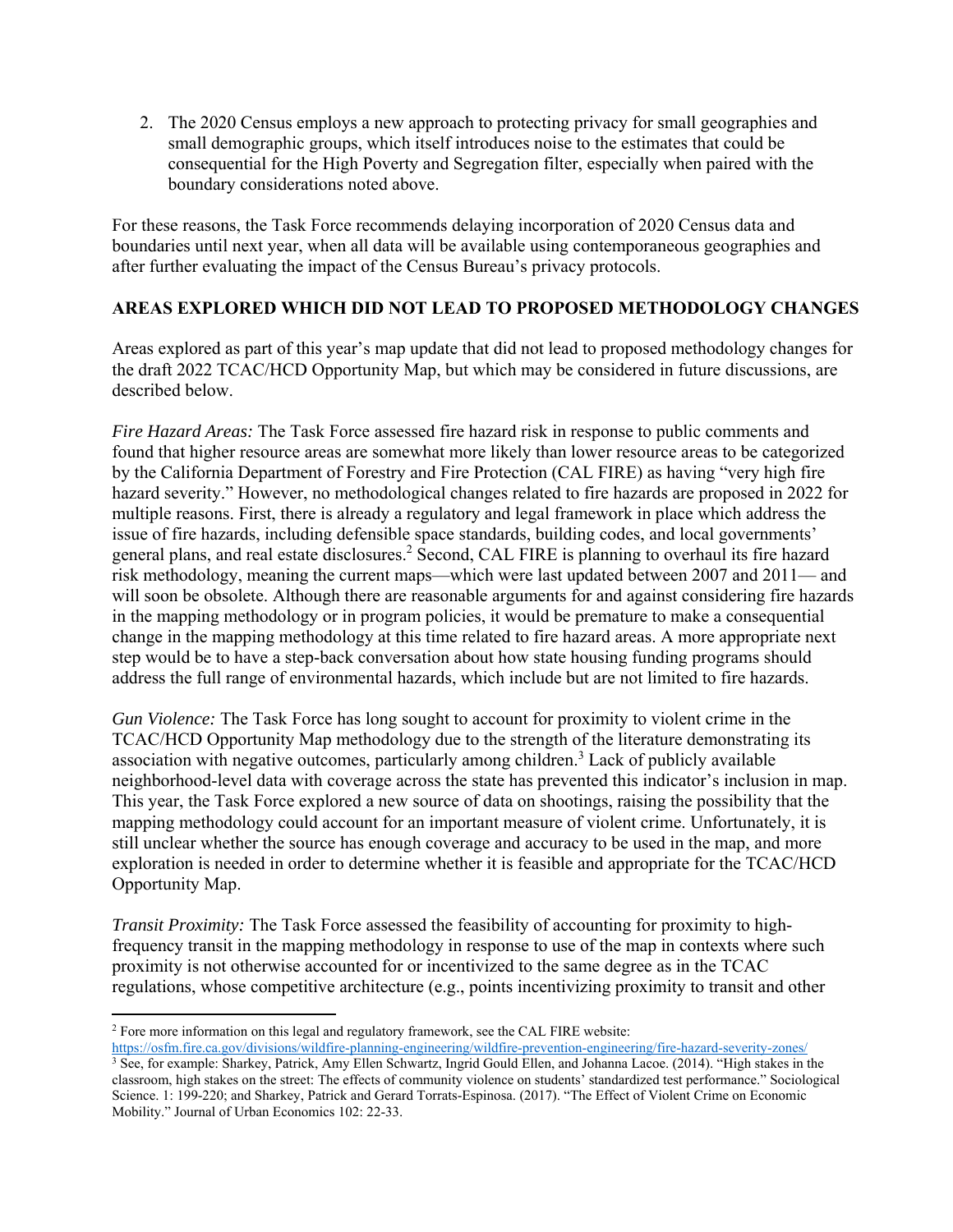2. The 2020 Census employs a new approach to protecting privacy for small geographies and small demographic groups, which itself introduces noise to the estimates that could be consequential for the High Poverty and Segregation filter, especially when paired with the boundary considerations noted above.

For these reasons, the Task Force recommends delaying incorporation of 2020 Census data and boundaries until next year, when all data will be available using contemporaneous geographies and after further evaluating the impact of the Census Bureau's privacy protocols.

**AREAS EXPLORED WHICH DID NOT LEAD TO PROPOSED METHODOLOGY CHANGES**

Areas explored as part of this year's map update that did not lead to proposed methodology changes for the draft 2022 TCAC/HCD Opportunity Map, but which may be considered in future discussions, are described below.

*Fire Hazard Areas:* The Task Force assessed fire hazard risk in response to public comments and found that higher resource areas are somewhat more likely than lower resource areas to be categorized by the California Department of Forestry and Fire Protection (CAL FIRE) as having "very high fire hazard severity." However, no methodological changes related to fire hazards are proposed in 2022 for multiple reasons. First, there is already a regulatory and legal framework in place which address the issue of fire hazards, including defensible space standards, building codes, and local governments' general plans, and real estate disclosures.[2] Second, CAL FIRE is planning to overhaul its fire hazard risk methodology, meaning the current maps—which were last updated between 2007 and 2011— and will soon be obsolete. Although there are reasonable arguments for and against considering fire hazards in the mapping methodology or in program policies, it would be premature to make a consequential change in the mapping methodology at this time related to fire hazard areas. A more appropriate next step would be to have a step-back conversation about how state housing funding programs should address the full range of environmental hazards, which include but are not limited to fire hazards.

*Gun Violence:* The Task Force has long sought to account for proximity to violent crime in the TCAC/HCD Opportunity Map methodology due to the strength of the literature demonstrating its association with negative outcomes, particularly among children.[3] Lack of publicly available neighborhood-level data with coverage across the state has prevented this indicator's inclusion in map. This year, the Task Force explored a new source of data on shootings, raising the possibility that the mapping methodology could account for an important measure of violent crime. Unfortunately, it is still unclear whether the source has enough coverage and accuracy to be used in the map, and more exploration is needed in order to determine whether it is feasible and appropriate for the TCAC/HCD Opportunity Map.

*Transit Proximity:* The Task Force assessed the feasibility of accounting for proximity to high-frequency transit in the mapping methodology in response to use of the map in contexts where such proximity is not otherwise accounted for or incentivized to the same degree as in the TCAC regulations, whose competitive architecture (e.g., points incentivizing proximity to transit and other

---

[2] Fore more information on this legal and regulatory framework, see the CAL FIRE website: https://osfm.fire.ca.gov/divisions/wildfire-planning-engineering/wildfire-prevention-engineering/fire-hazard-severity-zones/

[3] See, for example: Sharkey, Patrick, Amy Ellen Schwartz, Ingrid Gould Ellen, and Johanna Lacoe. (2014). "High stakes in the classroom, high stakes on the street: The effects of community violence on students' standardized test performance." Sociological Science. 1: 199-220; and Sharkey, Patrick and Gerard Torrats-Espinosa. (2017). "The Effect of Violent Crime on Economic Mobility." Journal of Urban Economics 102: 22-33.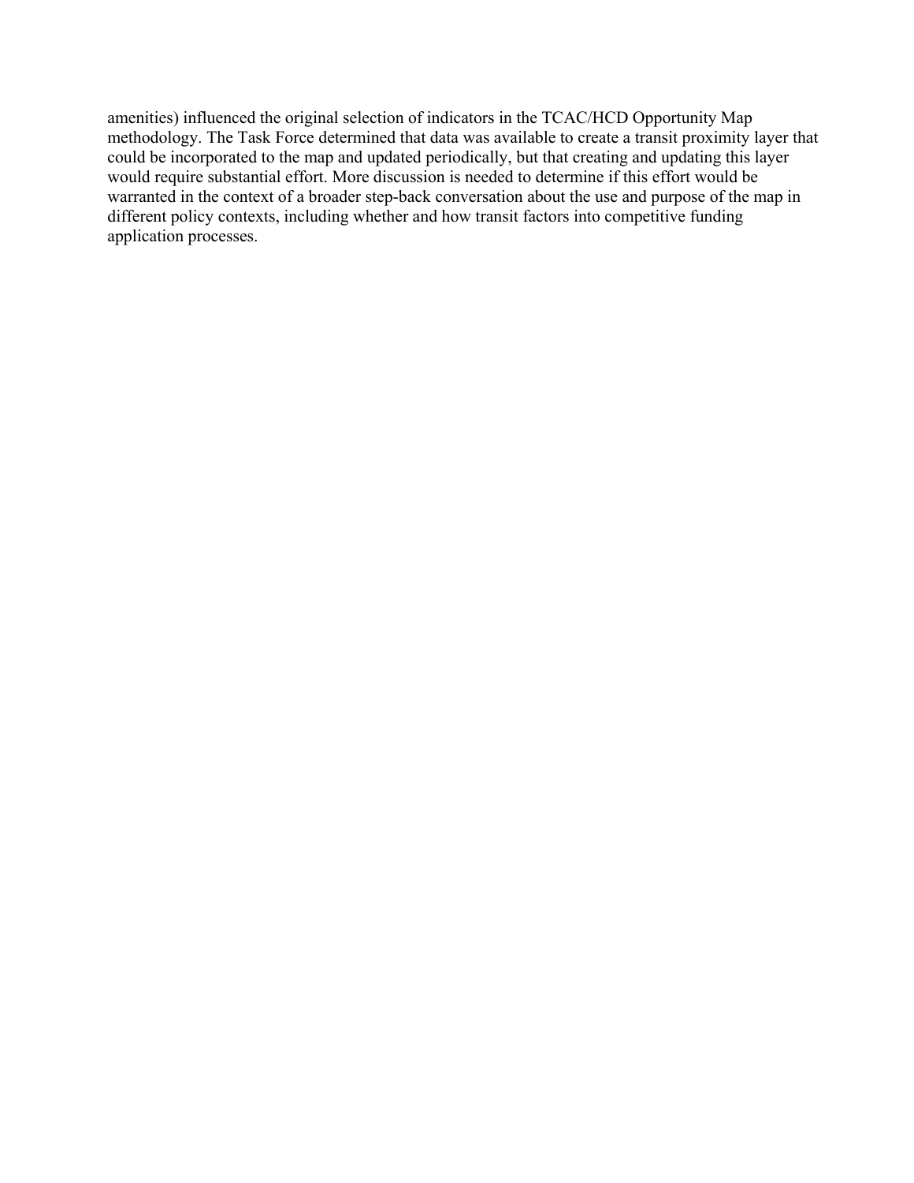amenities) influenced the original selection of indicators in the TCAC/HCD Opportunity Map methodology. The Task Force determined that data was available to create a transit proximity layer that could be incorporated to the map and updated periodically, but that creating and updating this layer would require substantial effort. More discussion is needed to determine if this effort would be warranted in the context of a broader step-back conversation about the use and purpose of the map in different policy contexts, including whether and how transit factors into competitive funding application processes.